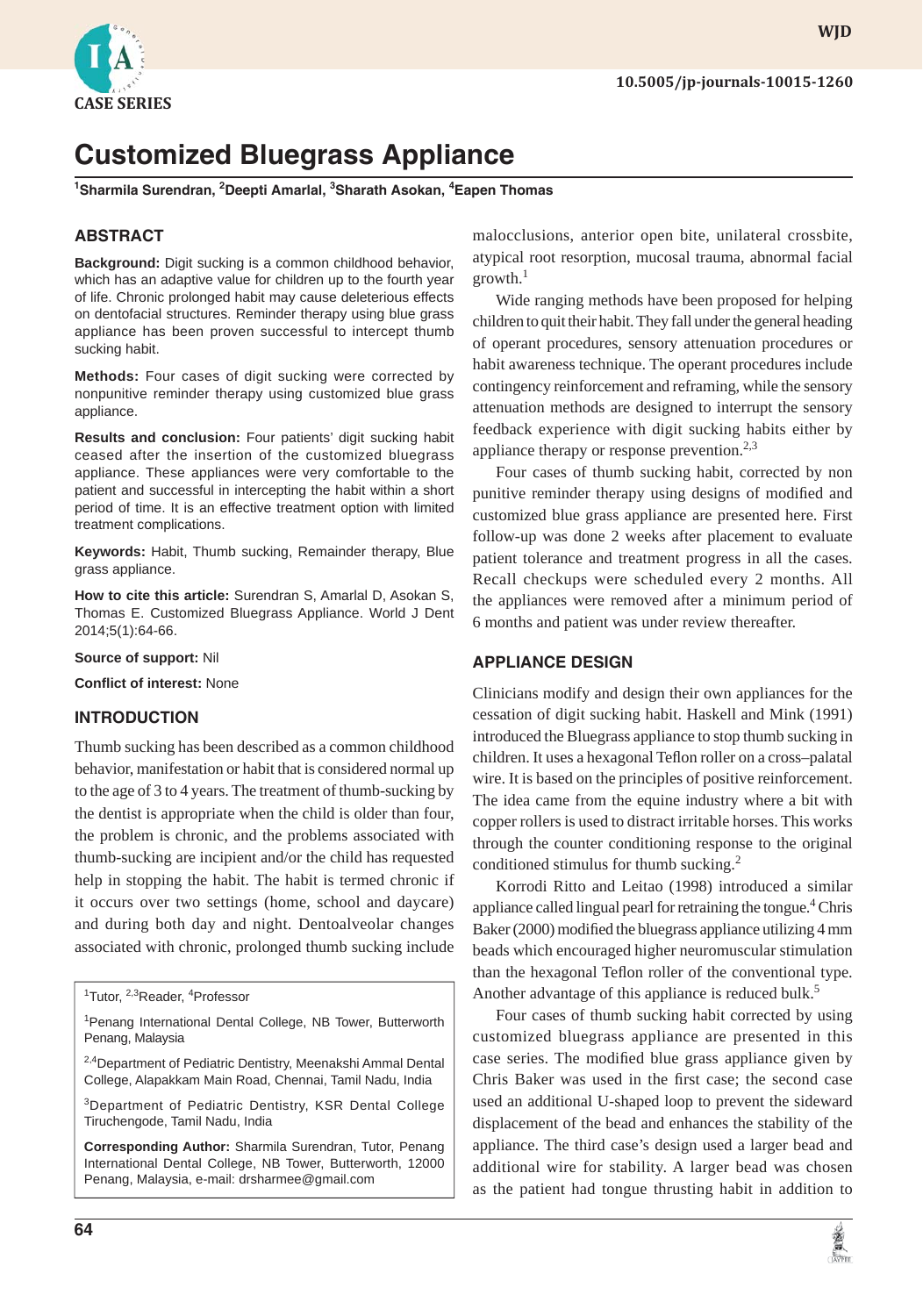CASE SERIES

# Customized Bluegrass Appliance

[1]Sharmila Surendran, [2]Deepti Amarlal, [3]Sharath Asokan, [4]Eapen Thomas

## ABSTRACT

**Background:** Digit sucking is a common childhood behavior, which has an adaptive value for children up to the fourth year of life. Chronic prolonged habit may cause deleterious effects on dentofacial structures. Reminder therapy using blue grass appliance has been proven successful to intercept thumb sucking habit.

**Methods:** Four cases of digit sucking were corrected by nonpunitive reminder therapy using customized blue grass appliance.

**Results and conclusion:** Four patients' digit sucking habit ceased after the insertion of the customized bluegrass appliance. These appliances were very comfortable to the patient and successful in intercepting the habit within a short period of time. It is an effective treatment option with limited treatment complications.

**Keywords:** Habit, Thumb sucking, Remainder therapy, Blue grass appliance.

**How to cite this article:** Surendran S, Amarlal D, Asokan S, Thomas E. Customized Bluegrass Appliance. World J Dent 2014;5(1):64-66.

**Source of support:** Nil

**Conflict of interest:** None

## INTRODUCTION

Thumb sucking has been described as a common childhood behavior, manifestation or habit that is considered normal up to the age of 3 to 4 years. The treatment of thumb-sucking by the dentist is appropriate when the child is older than four, the problem is chronic, and the problems associated with thumb-sucking are incipient and/or the child has requested help in stopping the habit. The habit is termed chronic if it occurs over two settings (home, school and daycare) and during both day and night. Dentoalveolar changes associated with chronic, prolonged thumb sucking include malocclusions, anterior open bite, unilateral crossbite, atypical root resorption, mucosal trauma, abnormal facial growth.[1]

Wide ranging methods have been proposed for helping children to quit their habit. They fall under the general heading of operant procedures, sensory attenuation procedures or habit awareness technique. The operant procedures include contingency reinforcement and reframing, while the sensory attenuation methods are designed to interrupt the sensory feedback experience with digit sucking habits either by appliance therapy or response prevention.[2,3]

Four cases of thumb sucking habit, corrected by non punitive reminder therapy using designs of modified and customized blue grass appliance are presented here. First follow-up was done 2 weeks after placement to evaluate patient tolerance and treatment progress in all the cases. Recall checkups were scheduled every 2 months. All the appliances were removed after a minimum period of 6 months and patient was under review thereafter.

## APPLIANCE DESIGN

Clinicians modify and design their own appliances for the cessation of digit sucking habit. Haskell and Mink (1991) introduced the Bluegrass appliance to stop thumb sucking in children. It uses a hexagonal Teflon roller on a cross–palatal wire. It is based on the principles of positive reinforcement. The idea came from the equine industry where a bit with copper rollers is used to distract irritable horses. This works through the counter conditioning response to the original conditioned stimulus for thumb sucking.[2]

Korrodi Ritto and Leitao (1998) introduced a similar appliance called lingual pearl for retraining the tongue.[4] Chris Baker (2000) modified the bluegrass appliance utilizing 4 mm beads which encouraged higher neuromuscular stimulation than the hexagonal Teflon roller of the conventional type. Another advantage of this appliance is reduced bulk.[5]

Four cases of thumb sucking habit corrected by using customized bluegrass appliance are presented in this case series. The modified blue grass appliance given by Chris Baker was used in the first case; the second case used an additional U-shaped loop to prevent the sideward displacement of the bead and enhances the stability of the appliance. The third case's design used a larger bead and additional wire for stability. A larger bead was chosen as the patient had tongue thrusting habit in addition to

---

[1]Tutor, [2,3]Reader, [4]Professor

[1]Penang International Dental College, NB Tower, Butterworth Penang, Malaysia

[2,4]Department of Pediatric Dentistry, Meenakshi Ammal Dental College, Alapakkam Main Road, Chennai, Tamil Nadu, India

[3]Department of Pediatric Dentistry, KSR Dental College Tiruchengode, Tamil Nadu, India

**Corresponding Author:** Sharmila Surendran, Tutor, Penang International Dental College, NB Tower, Butterworth, 12000 Penang, Malaysia, e-mail: drsharmee@gmail.com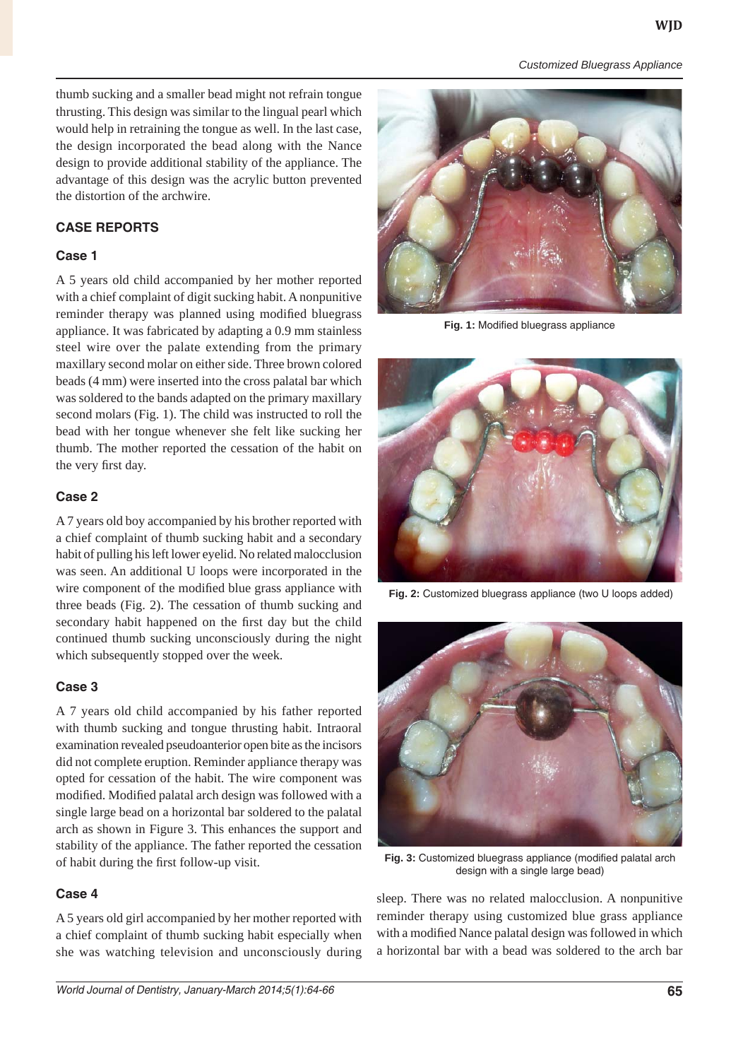thumb sucking and a smaller bead might not refrain tongue thrusting. This design was similar to the lingual pearl which would help in retraining the tongue as well. In the last case, the design incorporated the bead along with the Nance design to provide additional stability of the appliance. The advantage of this design was the acrylic button prevented the distortion of the archwire.

## CASE REPORTS

### Case 1

A 5 years old child accompanied by her mother reported with a chief complaint of digit sucking habit. A nonpunitive reminder therapy was planned using modified bluegrass appliance. It was fabricated by adapting a 0.9 mm stainless steel wire over the palate extending from the primary maxillary second molar on either side. Three brown colored beads (4 mm) were inserted into the cross palatal bar which was soldered to the bands adapted on the primary maxillary second molars (Fig. 1). The child was instructed to roll the bead with her tongue whenever she felt like sucking her thumb. The mother reported the cessation of the habit on the very first day.

**Fig. 1:** Modified bluegrass appliance

### Case 2

A 7 years old boy accompanied by his brother reported with a chief complaint of thumb sucking habit and a secondary habit of pulling his left lower eyelid. No related malocclusion was seen. An additional U loops were incorporated in the wire component of the modified blue grass appliance with three beads (Fig. 2). The cessation of thumb sucking and secondary habit happened on the first day but the child continued thumb sucking unconsciously during the night which subsequently stopped over the week.

**Fig. 2:** Customized bluegrass appliance (two U loops added)

### Case 3

A 7 years old child accompanied by his father reported with thumb sucking and tongue thrusting habit. Intraoral examination revealed pseudoanterior open bite as the incisors did not complete eruption. Reminder appliance therapy was opted for cessation of the habit. The wire component was modified. Modified palatal arch design was followed with a single large bead on a horizontal bar soldered to the palatal arch as shown in Figure 3. This enhances the support and stability of the appliance. The father reported the cessation of habit during the first follow-up visit.

**Fig. 3:** Customized bluegrass appliance (modified palatal arch design with a single large bead)

### Case 4

A 5 years old girl accompanied by her mother reported with a chief complaint of thumb sucking habit especially when she was watching television and unconsciously during sleep. There was no related malocclusion. A nonpunitive reminder therapy using customized blue grass appliance with a modified Nance palatal design was followed in which a horizontal bar with a bead was soldered to the arch bar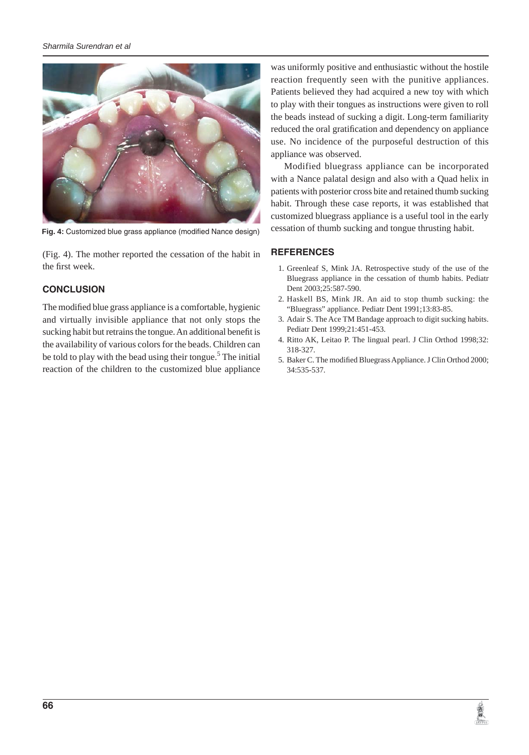Fig. 4: Customized blue grass appliance (modified Nance design)

(Fig. 4). The mother reported the cessation of the habit in the first week.

## CONCLUSION

The modified blue grass appliance is a comfortable, hygienic and virtually invisible appliance that not only stops the sucking habit but retrains the tongue. An additional benefit is the availability of various colors for the beads. Children can be told to play with the bead using their tongue.[5] The initial reaction of the children to the customized blue appliance was uniformly positive and enthusiastic without the hostile reaction frequently seen with the punitive appliances. Patients believed they had acquired a new toy with which to play with their tongues as instructions were given to roll the beads instead of sucking a digit. Long-term familiarity reduced the oral gratification and dependency on appliance use. No incidence of the purposeful destruction of this appliance was observed.

Modified bluegrass appliance can be incorporated with a Nance palatal design and also with a Quad helix in patients with posterior cross bite and retained thumb sucking habit. Through these case reports, it was established that customized bluegrass appliance is a useful tool in the early cessation of thumb sucking and tongue thrusting habit.

## REFERENCES

1. Greenleaf S, Mink JA. Retrospective study of the use of the Bluegrass appliance in the cessation of thumb habits. Pediatr Dent 2003;25:587-590.
2. Haskell BS, Mink JR. An aid to stop thumb sucking: the "Bluegrass" appliance. Pediatr Dent 1991;13:83-85.
3. Adair S. The Ace TM Bandage approach to digit sucking habits. Pediatr Dent 1999;21:451-453.
4. Ritto AK, Leitao P. The lingual pearl. J Clin Orthod 1998;32: 318-327.
5. Baker C. The modified Bluegrass Appliance. J Clin Orthod 2000; 34:535-537.